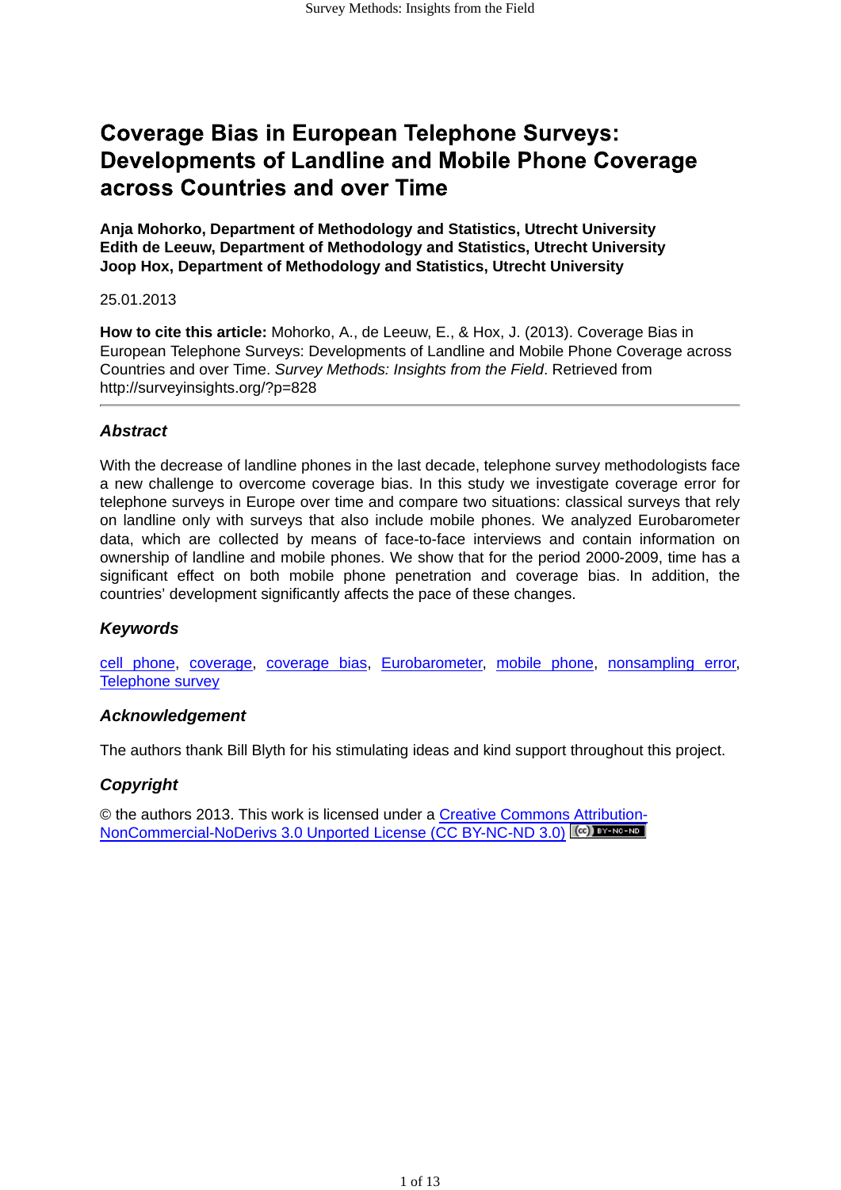# Coverage Bias in European Telephone Surveys: Developments of Landline and Mobile Phone Coverage across Countries and over Time

**Anja Mohorko, Department of Methodology and Statistics, Utrecht University**
**Edith de Leeuw, Department of Methodology and Statistics, Utrecht University**
**Joop Hox, Department of Methodology and Statistics, Utrecht University**

25.01.2013

**How to cite this article:** Mohorko, A., de Leeuw, E., & Hox, J. (2013). Coverage Bias in European Telephone Surveys: Developments of Landline and Mobile Phone Coverage across Countries and over Time. *Survey Methods: Insights from the Field*. Retrieved from http://surveyinsights.org/?p=828

---

### *Abstract*

With the decrease of landline phones in the last decade, telephone survey methodologists face a new challenge to overcome coverage bias. In this study we investigate coverage error for telephone surveys in Europe over time and compare two situations: classical surveys that rely on landline only with surveys that also include mobile phones. We analyzed Eurobarometer data, which are collected by means of face-to-face interviews and contain information on ownership of landline and mobile phones. We show that for the period 2000-2009, time has a significant effect on both mobile phone penetration and coverage bias. In addition, the countries' development significantly affects the pace of these changes.

### *Keywords*

cell phone, coverage, coverage bias, Eurobarometer, mobile phone, nonsampling error, Telephone survey

### *Acknowledgement*

The authors thank Bill Blyth for his stimulating ideas and kind support throughout this project.

### *Copyright*

© the authors 2013. This work is licensed under a Creative Commons Attribution-NonCommercial-NoDerivs 3.0 Unported License (CC BY-NC-ND 3.0)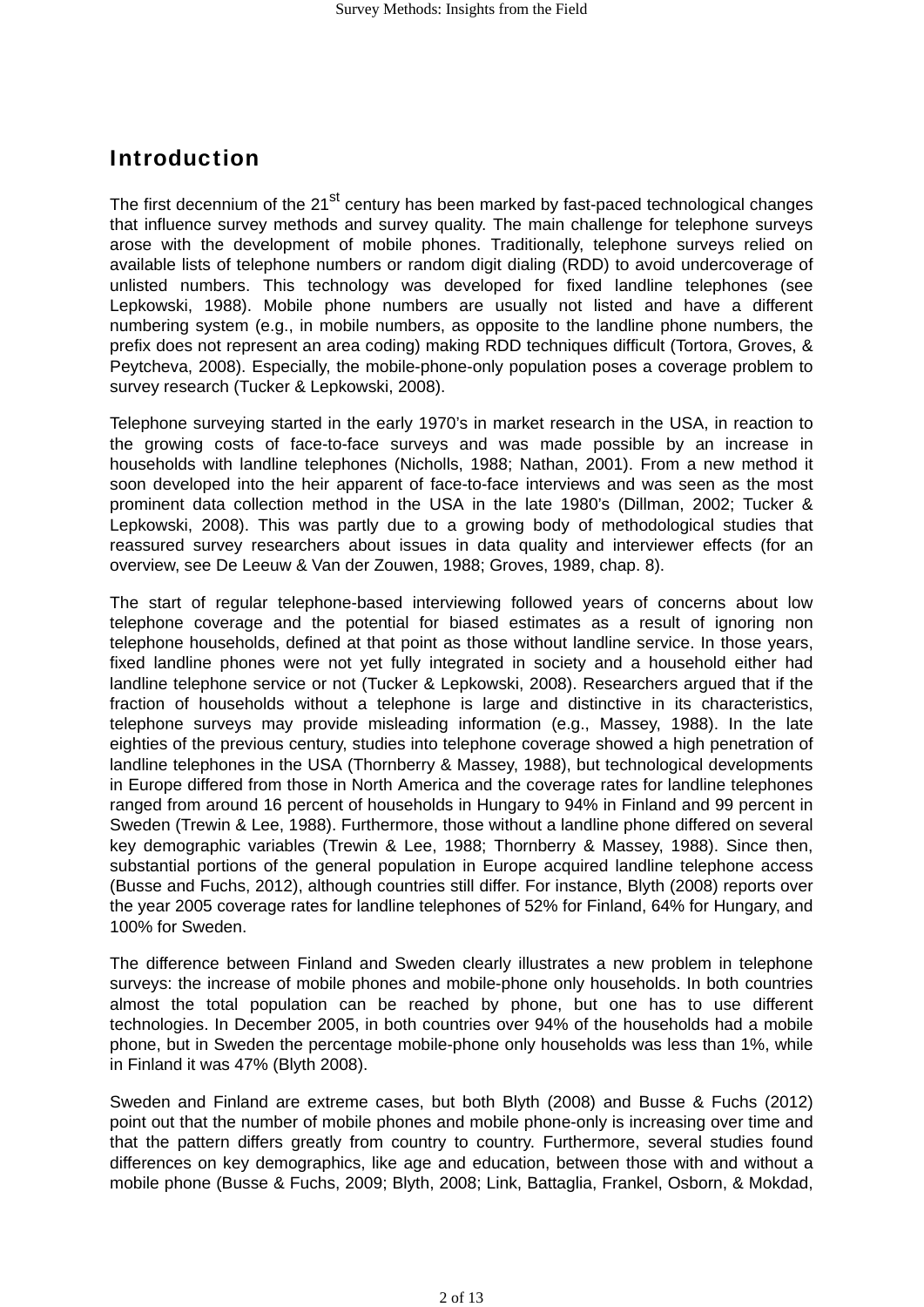# Introduction

The first decennium of the 21st century has been marked by fast-paced technological changes that influence survey methods and survey quality. The main challenge for telephone surveys arose with the development of mobile phones. Traditionally, telephone surveys relied on available lists of telephone numbers or random digit dialing (RDD) to avoid undercoverage of unlisted numbers. This technology was developed for fixed landline telephones (see Lepkowski, 1988). Mobile phone numbers are usually not listed and have a different numbering system (e.g., in mobile numbers, as opposite to the landline phone numbers, the prefix does not represent an area coding) making RDD techniques difficult (Tortora, Groves, & Peytcheva, 2008). Especially, the mobile-phone-only population poses a coverage problem to survey research (Tucker & Lepkowski, 2008).

Telephone surveying started in the early 1970's in market research in the USA, in reaction to the growing costs of face-to-face surveys and was made possible by an increase in households with landline telephones (Nicholls, 1988; Nathan, 2001). From a new method it soon developed into the heir apparent of face-to-face interviews and was seen as the most prominent data collection method in the USA in the late 1980's (Dillman, 2002; Tucker & Lepkowski, 2008). This was partly due to a growing body of methodological studies that reassured survey researchers about issues in data quality and interviewer effects (for an overview, see De Leeuw & Van der Zouwen, 1988; Groves, 1989, chap. 8).

The start of regular telephone-based interviewing followed years of concerns about low telephone coverage and the potential for biased estimates as a result of ignoring non telephone households, defined at that point as those without landline service. In those years, fixed landline phones were not yet fully integrated in society and a household either had landline telephone service or not (Tucker & Lepkowski, 2008). Researchers argued that if the fraction of households without a telephone is large and distinctive in its characteristics, telephone surveys may provide misleading information (e.g., Massey, 1988). In the late eighties of the previous century, studies into telephone coverage showed a high penetration of landline telephones in the USA (Thornberry & Massey, 1988), but technological developments in Europe differed from those in North America and the coverage rates for landline telephones ranged from around 16 percent of households in Hungary to 94% in Finland and 99 percent in Sweden (Trewin & Lee, 1988). Furthermore, those without a landline phone differed on several key demographic variables (Trewin & Lee, 1988; Thornberry & Massey, 1988). Since then, substantial portions of the general population in Europe acquired landline telephone access (Busse and Fuchs, 2012), although countries still differ. For instance, Blyth (2008) reports over the year 2005 coverage rates for landline telephones of 52% for Finland, 64% for Hungary, and 100% for Sweden.

The difference between Finland and Sweden clearly illustrates a new problem in telephone surveys: the increase of mobile phones and mobile-phone only households. In both countries almost the total population can be reached by phone, but one has to use different technologies. In December 2005, in both countries over 94% of the households had a mobile phone, but in Sweden the percentage mobile-phone only households was less than 1%, while in Finland it was 47% (Blyth 2008).

Sweden and Finland are extreme cases, but both Blyth (2008) and Busse & Fuchs (2012) point out that the number of mobile phones and mobile phone-only is increasing over time and that the pattern differs greatly from country to country. Furthermore, several studies found differences on key demographics, like age and education, between those with and without a mobile phone (Busse & Fuchs, 2009; Blyth, 2008; Link, Battaglia, Frankel, Osborn, & Mokdad,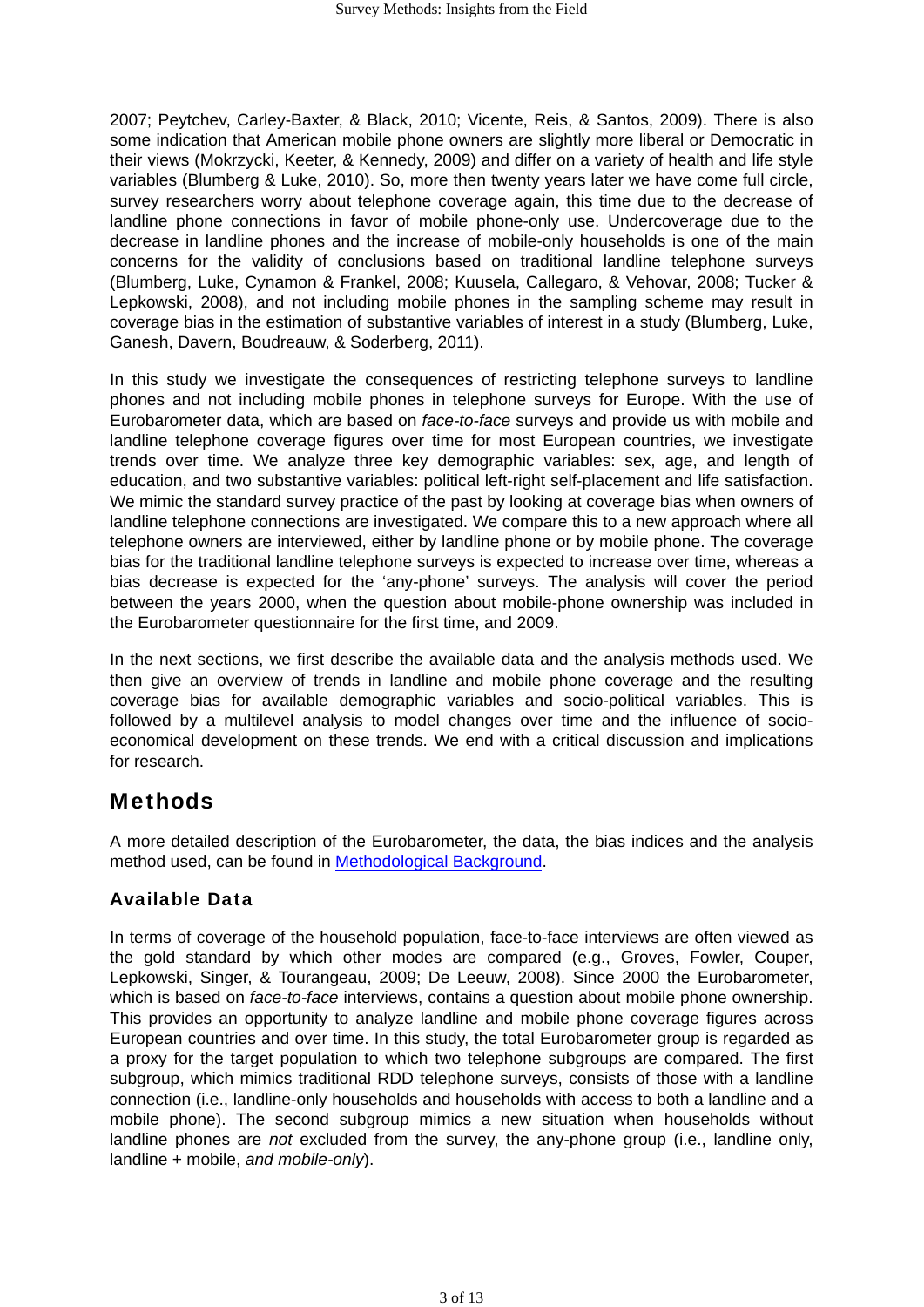2007; Peytchev, Carley-Baxter, & Black, 2010; Vicente, Reis, & Santos, 2009). There is also some indication that American mobile phone owners are slightly more liberal or Democratic in their views (Mokrzycki, Keeter, & Kennedy, 2009) and differ on a variety of health and life style variables (Blumberg & Luke, 2010). So, more then twenty years later we have come full circle, survey researchers worry about telephone coverage again, this time due to the decrease of landline phone connections in favor of mobile phone-only use. Undercoverage due to the decrease in landline phones and the increase of mobile-only households is one of the main concerns for the validity of conclusions based on traditional landline telephone surveys (Blumberg, Luke, Cynamon & Frankel, 2008; Kuusela, Callegaro, & Vehovar, 2008; Tucker & Lepkowski, 2008), and not including mobile phones in the sampling scheme may result in coverage bias in the estimation of substantive variables of interest in a study (Blumberg, Luke, Ganesh, Davern, Boudreauw, & Soderberg, 2011).

In this study we investigate the consequences of restricting telephone surveys to landline phones and not including mobile phones in telephone surveys for Europe. With the use of Eurobarometer data, which are based on *face-to-face* surveys and provide us with mobile and landline telephone coverage figures over time for most European countries, we investigate trends over time. We analyze three key demographic variables: sex, age, and length of education, and two substantive variables: political left-right self-placement and life satisfaction. We mimic the standard survey practice of the past by looking at coverage bias when owners of landline telephone connections are investigated. We compare this to a new approach where all telephone owners are interviewed, either by landline phone or by mobile phone. The coverage bias for the traditional landline telephone surveys is expected to increase over time, whereas a bias decrease is expected for the 'any-phone' surveys. The analysis will cover the period between the years 2000, when the question about mobile-phone ownership was included in the Eurobarometer questionnaire for the first time, and 2009.

In the next sections, we first describe the available data and the analysis methods used. We then give an overview of trends in landline and mobile phone coverage and the resulting coverage bias for available demographic variables and socio-political variables. This is followed by a multilevel analysis to model changes over time and the influence of socio-economical development on these trends. We end with a critical discussion and implications for research.

## Methods

A more detailed description of the Eurobarometer, the data, the bias indices and the analysis method used, can be found in Methodological Background.

### Available Data

In terms of coverage of the household population, face-to-face interviews are often viewed as the gold standard by which other modes are compared (e.g., Groves, Fowler, Couper, Lepkowski, Singer, & Tourangeau, 2009; De Leeuw, 2008). Since 2000 the Eurobarometer, which is based on *face-to-face* interviews, contains a question about mobile phone ownership. This provides an opportunity to analyze landline and mobile phone coverage figures across European countries and over time. In this study, the total Eurobarometer group is regarded as a proxy for the target population to which two telephone subgroups are compared. The first subgroup, which mimics traditional RDD telephone surveys, consists of those with a landline connection (i.e., landline-only households and households with access to both a landline and a mobile phone). The second subgroup mimics a new situation when households without landline phones are *not* excluded from the survey, the any-phone group (i.e., landline only, landline + mobile, *and mobile-only*).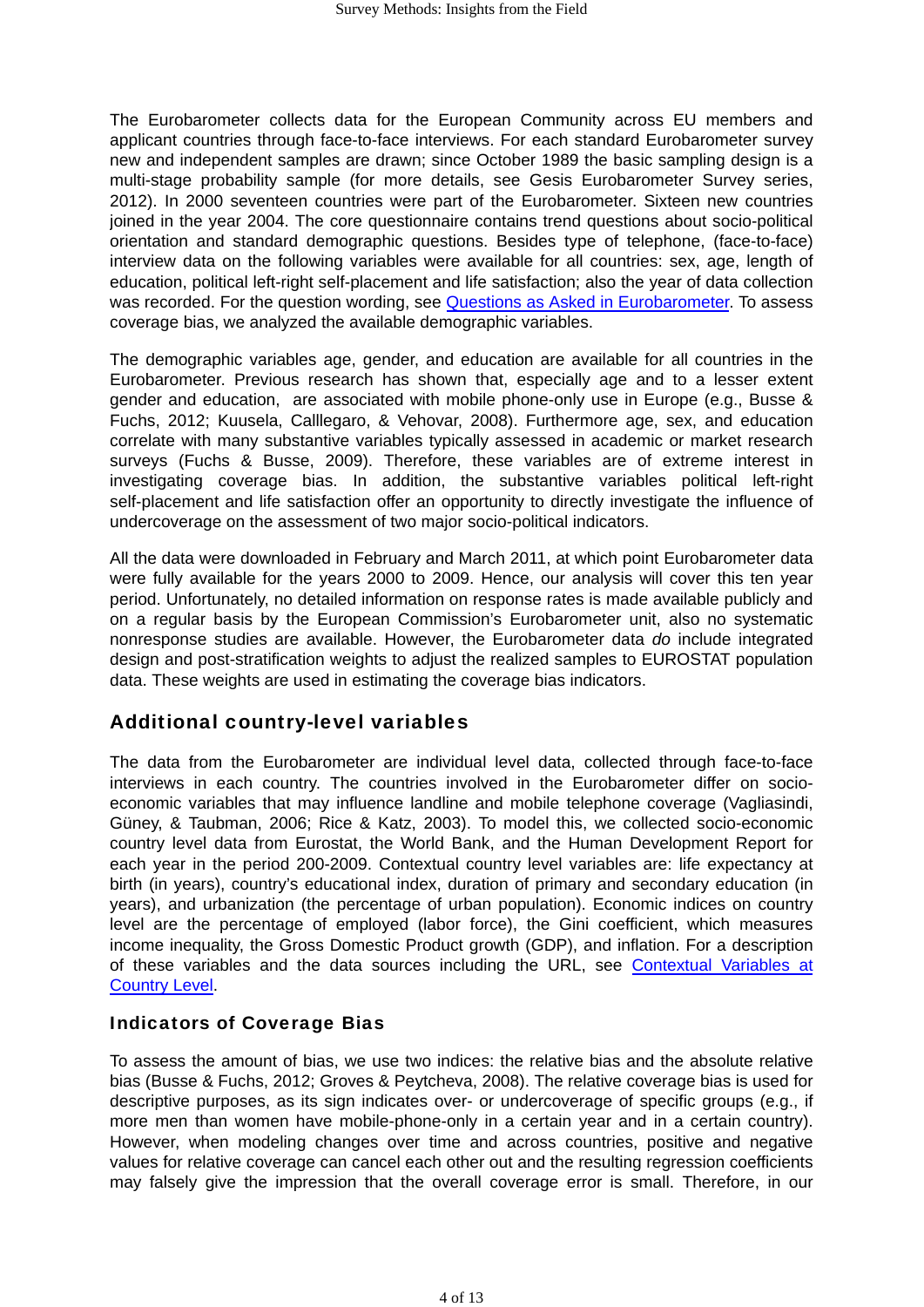The Eurobarometer collects data for the European Community across EU members and applicant countries through face-to-face interviews. For each standard Eurobarometer survey new and independent samples are drawn; since October 1989 the basic sampling design is a multi-stage probability sample (for more details, see Gesis Eurobarometer Survey series, 2012). In 2000 seventeen countries were part of the Eurobarometer. Sixteen new countries joined in the year 2004. The core questionnaire contains trend questions about socio-political orientation and standard demographic questions. Besides type of telephone, (face-to-face) interview data on the following variables were available for all countries: sex, age, length of education, political left-right self-placement and life satisfaction; also the year of data collection was recorded. For the question wording, see Questions as Asked in Eurobarometer. To assess coverage bias, we analyzed the available demographic variables.

The demographic variables age, gender, and education are available for all countries in the Eurobarometer. Previous research has shown that, especially age and to a lesser extent gender and education, are associated with mobile phone-only use in Europe (e.g., Busse & Fuchs, 2012; Kuusela, Calllegaro, & Vehovar, 2008). Furthermore age, sex, and education correlate with many substantive variables typically assessed in academic or market research surveys (Fuchs & Busse, 2009). Therefore, these variables are of extreme interest in investigating coverage bias. In addition, the substantive variables political left-right self-placement and life satisfaction offer an opportunity to directly investigate the influence of undercoverage on the assessment of two major socio-political indicators.

All the data were downloaded in February and March 2011, at which point Eurobarometer data were fully available for the years 2000 to 2009. Hence, our analysis will cover this ten year period. Unfortunately, no detailed information on response rates is made available publicly and on a regular basis by the European Commission's Eurobarometer unit, also no systematic nonresponse studies are available. However, the Eurobarometer data *do* include integrated design and post-stratification weights to adjust the realized samples to EUROSTAT population data. These weights are used in estimating the coverage bias indicators.

## Additional country-level variables

The data from the Eurobarometer are individual level data, collected through face-to-face interviews in each country. The countries involved in the Eurobarometer differ on socio-economic variables that may influence landline and mobile telephone coverage (Vagliasindi, Güney, & Taubman, 2006; Rice & Katz, 2003). To model this, we collected socio-economic country level data from Eurostat, the World Bank, and the Human Development Report for each year in the period 200-2009. Contextual country level variables are: life expectancy at birth (in years), country's educational index, duration of primary and secondary education (in years), and urbanization (the percentage of urban population). Economic indices on country level are the percentage of employed (labor force), the Gini coefficient, which measures income inequality, the Gross Domestic Product growth (GDP), and inflation. For a description of these variables and the data sources including the URL, see Contextual Variables at Country Level.

### Indicators of Coverage Bias

To assess the amount of bias, we use two indices: the relative bias and the absolute relative bias (Busse & Fuchs, 2012; Groves & Peytcheva, 2008). The relative coverage bias is used for descriptive purposes, as its sign indicates over- or undercoverage of specific groups (e.g., if more men than women have mobile-phone-only in a certain year and in a certain country). However, when modeling changes over time and across countries, positive and negative values for relative coverage can cancel each other out and the resulting regression coefficients may falsely give the impression that the overall coverage error is small. Therefore, in our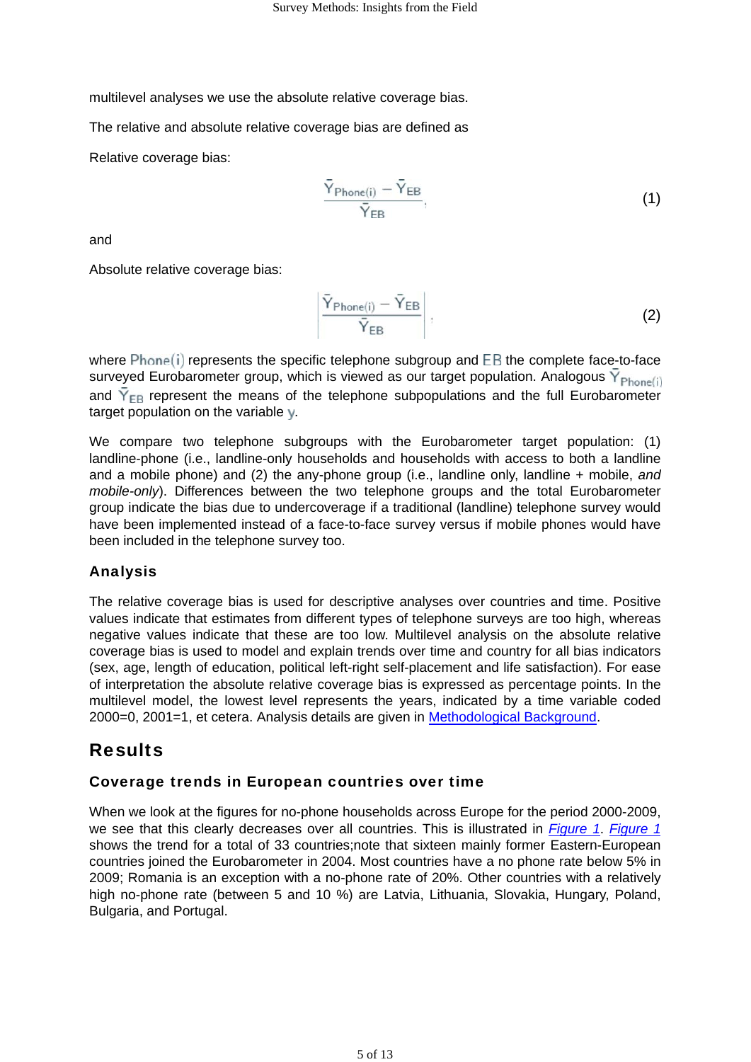multilevel analyses we use the absolute relative coverage bias.

The relative and absolute relative coverage bias are defined as

Relative coverage bias:

$$\frac{\bar{Y}_{Phone(i)} - \bar{Y}_{EB}}{\bar{Y}_{EB}} \tag{1}$$

and

Absolute relative coverage bias:

$$\left| \frac{\bar{Y}_{Phone(i)} - \bar{Y}_{EB}}{\bar{Y}_{EB}} \right| \tag{2}$$

where $Phone(i)$ represents the specific telephone subgroup and $EB$ the complete face-to-face surveyed Eurobarometer group, which is viewed as our target population. Analogous $\bar{Y}_{Phone(i)}$ and $\bar{Y}_{EB}$ represent the means of the telephone subpopulations and the full Eurobarometer target population on the variable $y$.

We compare two telephone subgroups with the Eurobarometer target population: (1) landline-phone (i.e., landline-only households and households with access to both a landline and a mobile phone) and (2) the any-phone group (i.e., landline only, landline + mobile, *and mobile-only*). Differences between the two telephone groups and the total Eurobarometer group indicate the bias due to undercoverage if a traditional (landline) telephone survey would have been implemented instead of a face-to-face survey versus if mobile phones would have been included in the telephone survey too.

### Analysis

The relative coverage bias is used for descriptive analyses over countries and time. Positive values indicate that estimates from different types of telephone surveys are too high, whereas negative values indicate that these are too low. Multilevel analysis on the absolute relative coverage bias is used to model and explain trends over time and country for all bias indicators (sex, age, length of education, political left-right self-placement and life satisfaction). For ease of interpretation the absolute relative coverage bias is expressed as percentage points. In the multilevel model, the lowest level represents the years, indicated by a time variable coded 2000=0, 2001=1, et cetera. Analysis details are given in Methodological Background.

## Results

### Coverage trends in European countries over time

When we look at the figures for no-phone households across Europe for the period 2000-2009, we see that this clearly decreases over all countries. This is illustrated in *Figure 1*. *Figure 1* shows the trend for a total of 33 countries;note that sixteen mainly former Eastern-European countries joined the Eurobarometer in 2004. Most countries have a no phone rate below 5% in 2009; Romania is an exception with a no-phone rate of 20%. Other countries with a relatively high no-phone rate (between 5 and 10 %) are Latvia, Lithuania, Slovakia, Hungary, Poland, Bulgaria, and Portugal.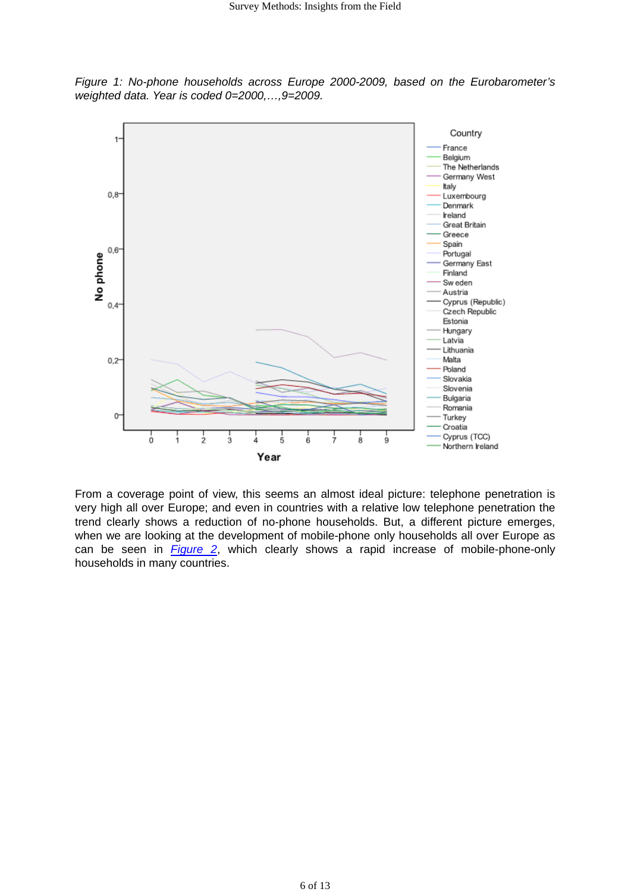*Figure 1: No-phone households across Europe 2000-2009, based on the Eurobarometer's weighted data. Year is coded 0=2000,…,9=2009.*

From a coverage point of view, this seems an almost ideal picture: telephone penetration is very high all over Europe; and even in countries with a relative low telephone penetration the trend clearly shows a reduction of no-phone households. But, a different picture emerges, when we are looking at the development of mobile-phone only households all over Europe as can be seen in [Figure 2](#), which clearly shows a rapid increase of mobile-phone-only households in many countries.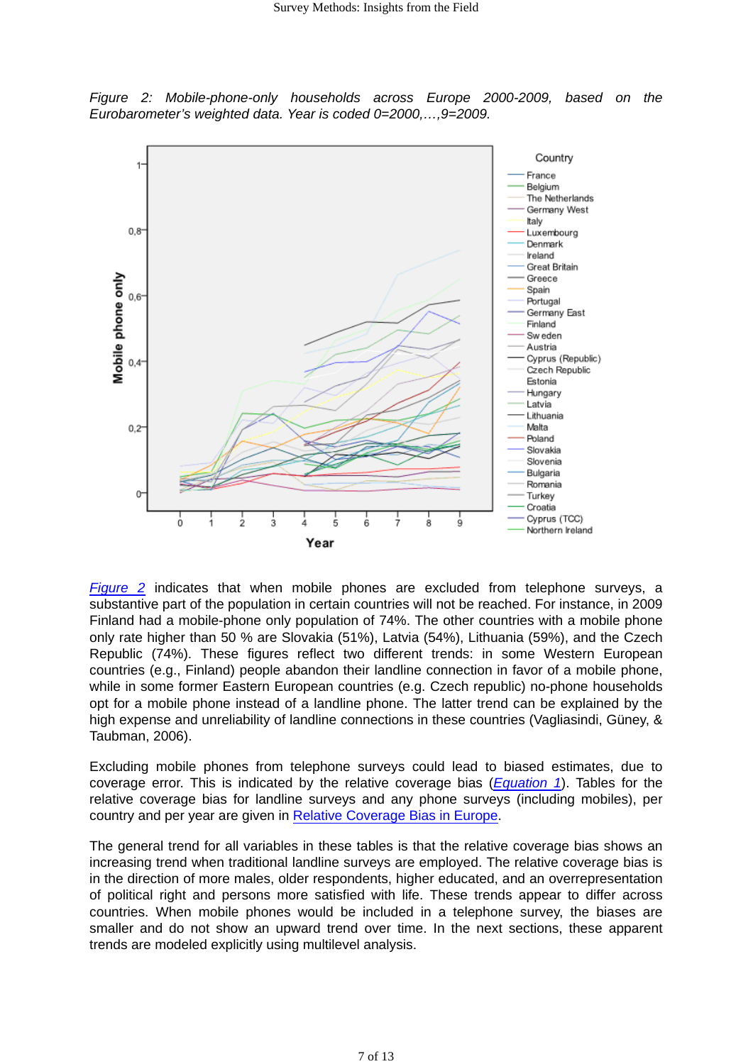*Figure 2: Mobile-phone-only households across Europe 2000-2009, based on the Eurobarometer's weighted data. Year is coded 0=2000,…,9=2009.*

Figure 2 indicates that when mobile phones are excluded from telephone surveys, a substantive part of the population in certain countries will not be reached. For instance, in 2009 Finland had a mobile-phone only population of 74%. The other countries with a mobile phone only rate higher than 50 % are Slovakia (51%), Latvia (54%), Lithuania (59%), and the Czech Republic (74%). These figures reflect two different trends: in some Western European countries (e.g., Finland) people abandon their landline connection in favor of a mobile phone, while in some former Eastern European countries (e.g. Czech republic) no-phone households opt for a mobile phone instead of a landline phone. The latter trend can be explained by the high expense and unreliability of landline connections in these countries (Vagliasindi, Güney, & Taubman, 2006).

Excluding mobile phones from telephone surveys could lead to biased estimates, due to coverage error. This is indicated by the relative coverage bias (*Equation 1*). Tables for the relative coverage bias for landline surveys and any phone surveys (including mobiles), per country and per year are given in Relative Coverage Bias in Europe.

The general trend for all variables in these tables is that the relative coverage bias shows an increasing trend when traditional landline surveys are employed. The relative coverage bias is in the direction of more males, older respondents, higher educated, and an overrepresentation of political right and persons more satisfied with life. These trends appear to differ across countries. When mobile phones would be included in a telephone survey, the biases are smaller and do not show an upward trend over time. In the next sections, these apparent trends are modeled explicitly using multilevel analysis.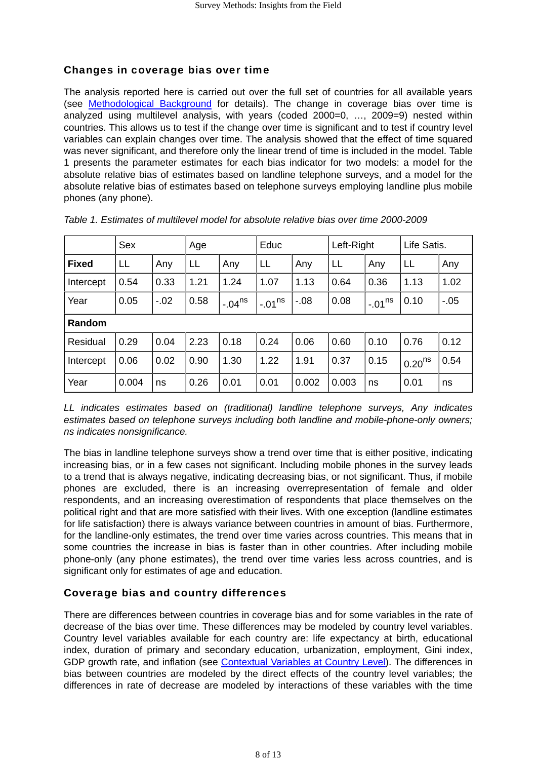## Changes in coverage bias over time

The analysis reported here is carried out over the full set of countries for all available years (see Methodological Background for details). The change in coverage bias over time is analyzed using multilevel analysis, with years (coded 2000=0, …, 2009=9) nested within countries. This allows us to test if the change over time is significant and to test if country level variables can explain changes over time. The analysis showed that the effect of time squared was never significant, and therefore only the linear trend of time is included in the model. Table 1 presents the parameter estimates for each bias indicator for two models: a model for the absolute relative bias of estimates based on landline telephone surveys, and a model for the absolute relative bias of estimates based on telephone surveys employing landline plus mobile phones (any phone).

*Table 1. Estimates of multilevel model for absolute relative bias over time 2000-2009*

| | Sex | | Age | | Educ | | Left-Right | | Life Satis. | |
|---|---|---|---|---|---|---|---|---|---|---|
| **Fixed** | LL | Any | LL | Any | LL | Any | LL | Any | LL | Any |
| Intercept | 0.54 | 0.33 | 1.21 | 1.24 | 1.07 | 1.13 | 0.64 | 0.36 | 1.13 | 1.02 |
| Year | 0.05 | -.02 | 0.58 | -.04$^{ns}$ | -.01$^{ns}$ | -.08 | 0.08 | -.01$^{ns}$ | 0.10 | -.05 |
| **Random** | | | | | | | | | | |
| Residual | 0.29 | 0.04 | 2.23 | 0.18 | 0.24 | 0.06 | 0.60 | 0.10 | 0.76 | 0.12 |
| Intercept | 0.06 | 0.02 | 0.90 | 1.30 | 1.22 | 1.91 | 0.37 | 0.15 | 0.20$^{ns}$ | 0.54 |
| Year | 0.004 | ns | 0.26 | 0.01 | 0.01 | 0.002 | 0.003 | ns | 0.01 | ns |

*LL indicates estimates based on (traditional) landline telephone surveys, Any indicates estimates based on telephone surveys including both landline and mobile-phone-only owners; ns indicates nonsignificance.*

The bias in landline telephone surveys show a trend over time that is either positive, indicating increasing bias, or in a few cases not significant. Including mobile phones in the survey leads to a trend that is always negative, indicating decreasing bias, or not significant. Thus, if mobile phones are excluded, there is an increasing overrepresentation of female and older respondents, and an increasing overestimation of respondents that place themselves on the political right and that are more satisfied with their lives. With one exception (landline estimates for life satisfaction) there is always variance between countries in amount of bias. Furthermore, for the landline-only estimates, the trend over time varies across countries. This means that in some countries the increase in bias is faster than in other countries. After including mobile phone-only (any phone estimates), the trend over time varies less across countries, and is significant only for estimates of age and education.

## Coverage bias and country differences

There are differences between countries in coverage bias and for some variables in the rate of decrease of the bias over time. These differences may be modeled by country level variables. Country level variables available for each country are: life expectancy at birth, educational index, duration of primary and secondary education, urbanization, employment, Gini index, GDP growth rate, and inflation (see Contextual Variables at Country Level). The differences in bias between countries are modeled by the direct effects of the country level variables; the differences in rate of decrease are modeled by interactions of these variables with the time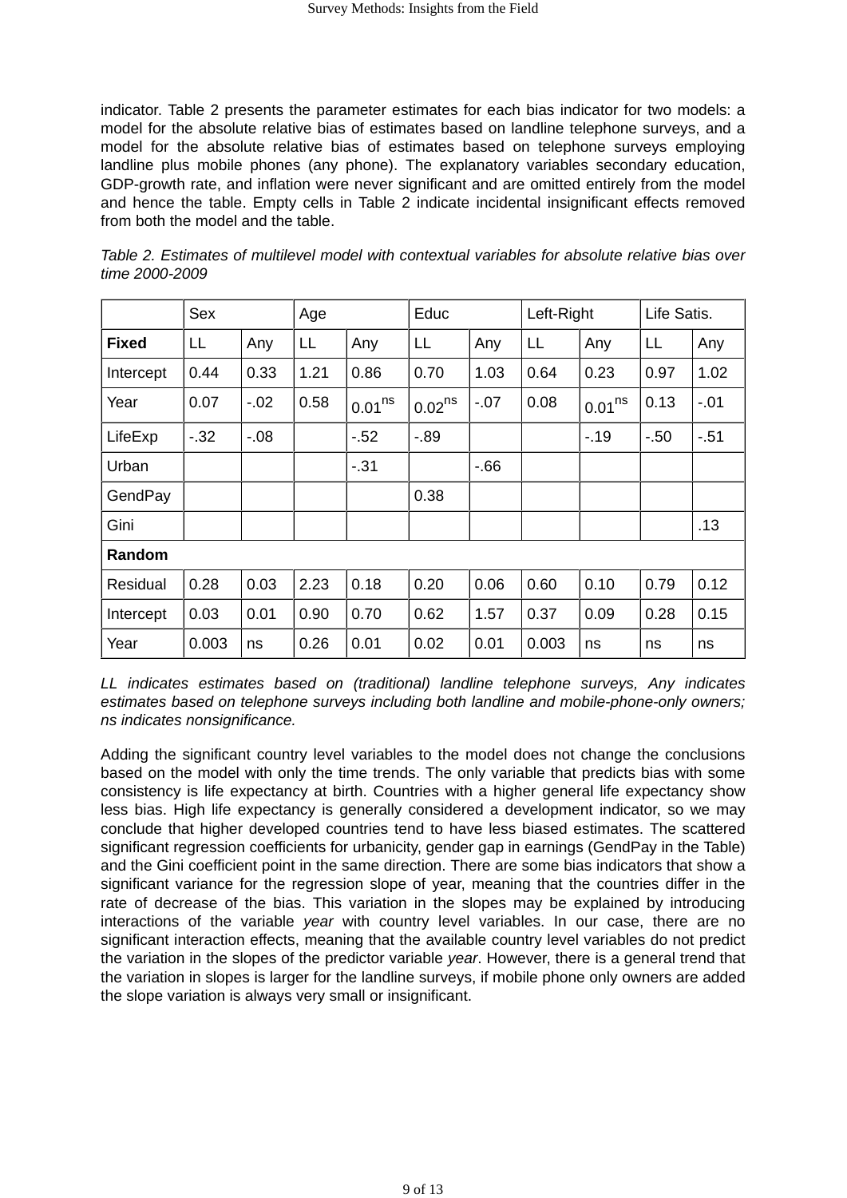indicator. Table 2 presents the parameter estimates for each bias indicator for two models: a model for the absolute relative bias of estimates based on landline telephone surveys, and a model for the absolute relative bias of estimates based on telephone surveys employing landline plus mobile phones (any phone). The explanatory variables secondary education, GDP-growth rate, and inflation were never significant and are omitted entirely from the model and hence the table. Empty cells in Table 2 indicate incidental insignificant effects removed from both the model and the table.

*Table 2. Estimates of multilevel model with contextual variables for absolute relative bias over time 2000-2009*

| | Sex | | Age | | Educ | | Left-Right | | Life Satis. | |
|---|---|---|---|---|---|---|---|---|---|---|
| **Fixed** | LL | Any | LL | Any | LL | Any | LL | Any | LL | Any |
| Intercept | 0.44 | 0.33 | 1.21 | 0.86 | 0.70 | 1.03 | 0.64 | 0.23 | 0.97 | 1.02 |
| Year | 0.07 | -.02 | 0.58 | 0.01$^{ns}$ | 0.02$^{ns}$ | -.07 | 0.08 | 0.01$^{ns}$ | 0.13 | -.01 |
| LifeExp | -.32 | -.08 | | -.52 | -.89 | | | -.19 | -.50 | -.51 |
| Urban | | | | -.31 | | -.66 | | | | |
| GendPay | | | | | 0.38 | | | | | |
| Gini | | | | | | | | | | .13 |
| **Random** | | | | | | | | | | |
| Residual | 0.28 | 0.03 | 2.23 | 0.18 | 0.20 | 0.06 | 0.60 | 0.10 | 0.79 | 0.12 |
| Intercept | 0.03 | 0.01 | 0.90 | 0.70 | 0.62 | 1.57 | 0.37 | 0.09 | 0.28 | 0.15 |
| Year | 0.003 | ns | 0.26 | 0.01 | 0.02 | 0.01 | 0.003 | ns | ns | ns |

*LL indicates estimates based on (traditional) landline telephone surveys, Any indicates estimates based on telephone surveys including both landline and mobile-phone-only owners; ns indicates nonsignificance.*

Adding the significant country level variables to the model does not change the conclusions based on the model with only the time trends. The only variable that predicts bias with some consistency is life expectancy at birth. Countries with a higher general life expectancy show less bias. High life expectancy is generally considered a development indicator, so we may conclude that higher developed countries tend to have less biased estimates. The scattered significant regression coefficients for urbanicity, gender gap in earnings (GendPay in the Table) and the Gini coefficient point in the same direction. There are some bias indicators that show a significant variance for the regression slope of year, meaning that the countries differ in the rate of decrease of the bias. This variation in the slopes may be explained by introducing interactions of the variable *year* with country level variables. In our case, there are no significant interaction effects, meaning that the available country level variables do not predict the variation in the slopes of the predictor variable *year*. However, there is a general trend that the variation in slopes is larger for the landline surveys, if mobile phone only owners are added the slope variation is always very small or insignificant.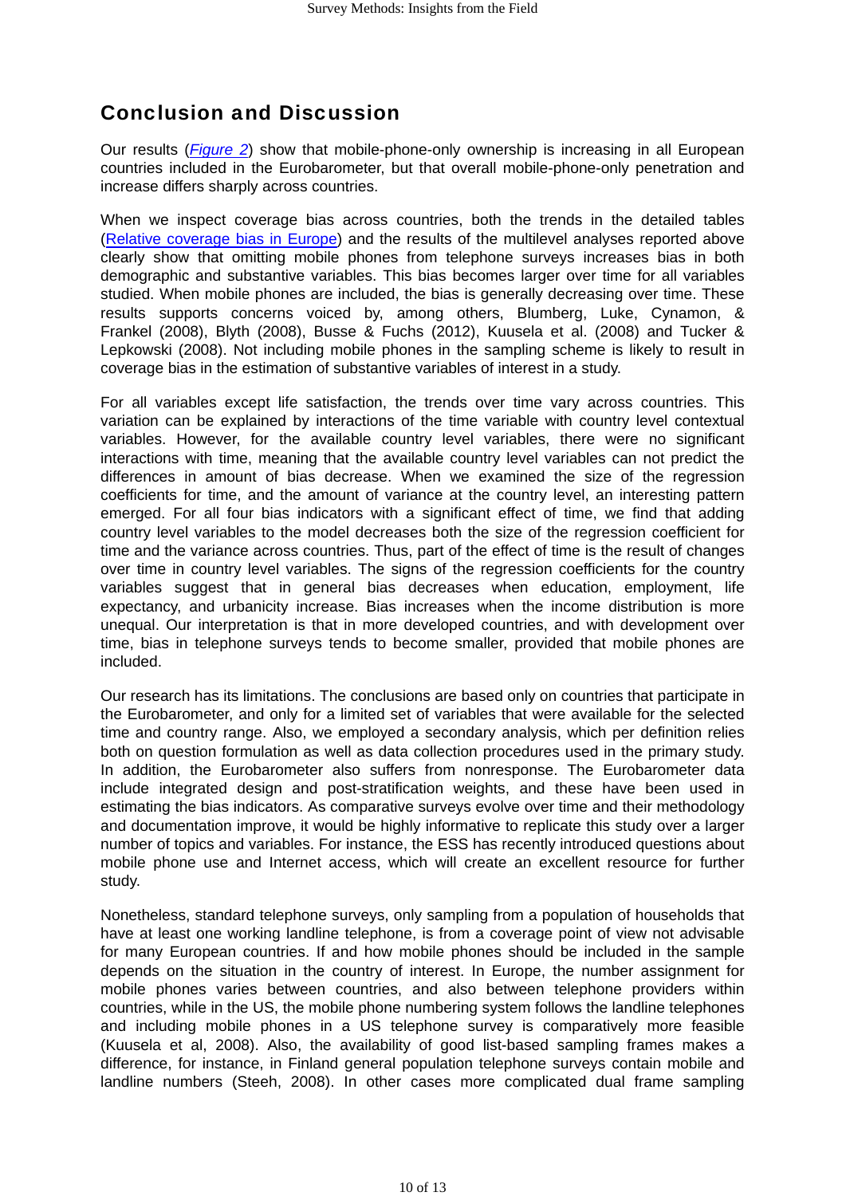## Conclusion and Discussion

Our results (*Figure 2*) show that mobile-phone-only ownership is increasing in all European countries included in the Eurobarometer, but that overall mobile-phone-only penetration and increase differs sharply across countries.

When we inspect coverage bias across countries, both the trends in the detailed tables (Relative coverage bias in Europe) and the results of the multilevel analyses reported above clearly show that omitting mobile phones from telephone surveys increases bias in both demographic and substantive variables. This bias becomes larger over time for all variables studied. When mobile phones are included, the bias is generally decreasing over time. These results supports concerns voiced by, among others, Blumberg, Luke, Cynamon, & Frankel (2008), Blyth (2008), Busse & Fuchs (2012), Kuusela et al. (2008) and Tucker & Lepkowski (2008). Not including mobile phones in the sampling scheme is likely to result in coverage bias in the estimation of substantive variables of interest in a study.

For all variables except life satisfaction, the trends over time vary across countries. This variation can be explained by interactions of the time variable with country level contextual variables. However, for the available country level variables, there were no significant interactions with time, meaning that the available country level variables can not predict the differences in amount of bias decrease. When we examined the size of the regression coefficients for time, and the amount of variance at the country level, an interesting pattern emerged. For all four bias indicators with a significant effect of time, we find that adding country level variables to the model decreases both the size of the regression coefficient for time and the variance across countries. Thus, part of the effect of time is the result of changes over time in country level variables. The signs of the regression coefficients for the country variables suggest that in general bias decreases when education, employment, life expectancy, and urbanicity increase. Bias increases when the income distribution is more unequal. Our interpretation is that in more developed countries, and with development over time, bias in telephone surveys tends to become smaller, provided that mobile phones are included.

Our research has its limitations. The conclusions are based only on countries that participate in the Eurobarometer, and only for a limited set of variables that were available for the selected time and country range. Also, we employed a secondary analysis, which per definition relies both on question formulation as well as data collection procedures used in the primary study. In addition, the Eurobarometer also suffers from nonresponse. The Eurobarometer data include integrated design and post-stratification weights, and these have been used in estimating the bias indicators. As comparative surveys evolve over time and their methodology and documentation improve, it would be highly informative to replicate this study over a larger number of topics and variables. For instance, the ESS has recently introduced questions about mobile phone use and Internet access, which will create an excellent resource for further study.

Nonetheless, standard telephone surveys, only sampling from a population of households that have at least one working landline telephone, is from a coverage point of view not advisable for many European countries. If and how mobile phones should be included in the sample depends on the situation in the country of interest. In Europe, the number assignment for mobile phones varies between countries, and also between telephone providers within countries, while in the US, the mobile phone numbering system follows the landline telephones and including mobile phones in a US telephone survey is comparatively more feasible (Kuusela et al, 2008). Also, the availability of good list-based sampling frames makes a difference, for instance, in Finland general population telephone surveys contain mobile and landline numbers (Steeh, 2008). In other cases more complicated dual frame sampling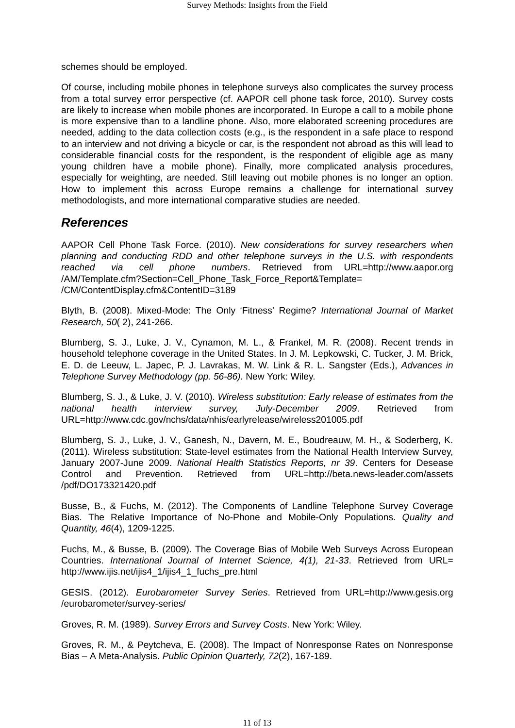schemes should be employed.

Of course, including mobile phones in telephone surveys also complicates the survey process from a total survey error perspective (cf. AAPOR cell phone task force, 2010). Survey costs are likely to increase when mobile phones are incorporated. In Europe a call to a mobile phone is more expensive than to a landline phone. Also, more elaborated screening procedures are needed, adding to the data collection costs (e.g., is the respondent in a safe place to respond to an interview and not driving a bicycle or car, is the respondent not abroad as this will lead to considerable financial costs for the respondent, is the respondent of eligible age as many young children have a mobile phone). Finally, more complicated analysis procedures, especially for weighting, are needed. Still leaving out mobile phones is no longer an option. How to implement this across Europe remains a challenge for international survey methodologists, and more international comparative studies are needed.

## References

AAPOR Cell Phone Task Force. (2010). *New considerations for survey researchers when planning and conducting RDD and other telephone surveys in the U.S. with respondents reached via cell phone numbers*. Retrieved from URL=http://www.aapor.org /AM/Template.cfm?Section=Cell_Phone_Task_Force_Report&Template= /CM/ContentDisplay.cfm&ContentID=3189

Blyth, B. (2008). Mixed-Mode: The Only 'Fitness' Regime? *International Journal of Market Research, 50*( 2), 241-266.

Blumberg, S. J., Luke, J. V., Cynamon, M. L., & Frankel, M. R. (2008). Recent trends in household telephone coverage in the United States. In J. M. Lepkowski, C. Tucker, J. M. Brick, E. D. de Leeuw, L. Japec, P. J. Lavrakas, M. W. Link & R. L. Sangster (Eds.), *Advances in Telephone Survey Methodology (pp. 56-86).* New York: Wiley.

Blumberg, S. J., & Luke, J. V. (2010). *Wireless substitution: Early release of estimates from the national health interview survey, July-December 2009*. Retrieved from URL=http://www.cdc.gov/nchs/data/nhis/earlyrelease/wireless201005.pdf

Blumberg, S. J., Luke, J. V., Ganesh, N., Davern, M. E., Boudreauw, M. H., & Soderberg, K. (2011). Wireless substitution: State-level estimates from the National Health Interview Survey, January 2007-June 2009. *National Health Statistics Reports, nr 39*. Centers for Desease Control and Prevention. Retrieved from URL=http://beta.news-leader.com/assets /pdf/DO173321420.pdf

Busse, B., & Fuchs, M. (2012). The Components of Landline Telephone Survey Coverage Bias. The Relative Importance of No-Phone and Mobile-Only Populations. *Quality and Quantity, 46*(4), 1209-1225.

Fuchs, M., & Busse, B. (2009). The Coverage Bias of Mobile Web Surveys Across European Countries. *International Journal of Internet Science, 4(1), 21-33*. Retrieved from URL= http://www.ijis.net/ijis4_1/ijis4_1_fuchs_pre.html

GESIS. (2012). *Eurobarometer Survey Series*. Retrieved from URL=http://www.gesis.org /eurobarometer/survey-series/

Groves, R. M. (1989). *Survey Errors and Survey Costs*. New York: Wiley.

Groves, R. M., & Peytcheva, E. (2008). The Impact of Nonresponse Rates on Nonresponse Bias – A Meta-Analysis. *Public Opinion Quarterly, 72*(2), 167-189.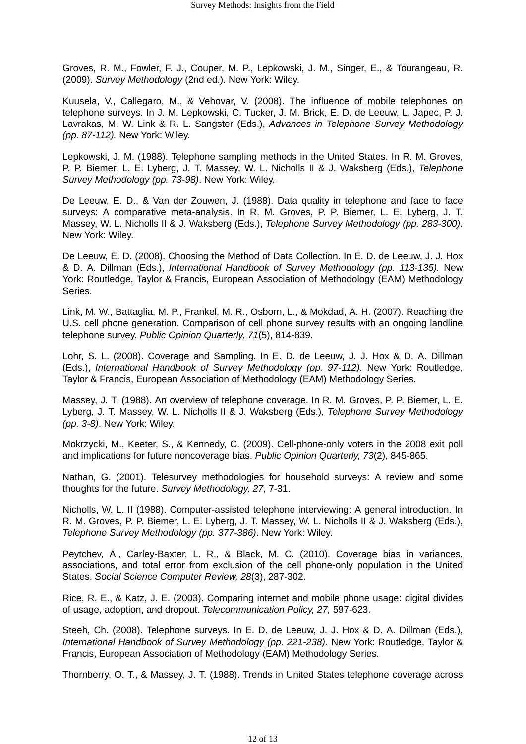Groves, R. M., Fowler, F. J., Couper, M. P., Lepkowski, J. M., Singer, E., & Tourangeau, R. (2009). *Survey Methodology* (2nd ed.). New York: Wiley.

Kuusela, V., Callegaro, M., & Vehovar, V. (2008). The influence of mobile telephones on telephone surveys. In J. M. Lepkowski, C. Tucker, J. M. Brick, E. D. de Leeuw, L. Japec, P. J. Lavrakas, M. W. Link & R. L. Sangster (Eds.), *Advances in Telephone Survey Methodology (pp. 87-112).* New York: Wiley.

Lepkowski, J. M. (1988). Telephone sampling methods in the United States. In R. M. Groves, P. P. Biemer, L. E. Lyberg, J. T. Massey, W. L. Nicholls II & J. Waksberg (Eds.), *Telephone Survey Methodology (pp. 73-98)*. New York: Wiley.

De Leeuw, E. D., & Van der Zouwen, J. (1988). Data quality in telephone and face to face surveys: A comparative meta-analysis. In R. M. Groves, P. P. Biemer, L. E. Lyberg, J. T. Massey, W. L. Nicholls II & J. Waksberg (Eds.), *Telephone Survey Methodology (pp. 283-300)*. New York: Wiley.

De Leeuw, E. D. (2008). Choosing the Method of Data Collection. In E. D. de Leeuw, J. J. Hox & D. A. Dillman (Eds.), *International Handbook of Survey Methodology (pp. 113-135).* New York: Routledge, Taylor & Francis, European Association of Methodology (EAM) Methodology Series.

Link, M. W., Battaglia, M. P., Frankel, M. R., Osborn, L., & Mokdad, A. H. (2007). Reaching the U.S. cell phone generation. Comparison of cell phone survey results with an ongoing landline telephone survey. *Public Opinion Quarterly, 71*(5), 814-839.

Lohr, S. L. (2008). Coverage and Sampling. In E. D. de Leeuw, J. J. Hox & D. A. Dillman (Eds.), *International Handbook of Survey Methodology (pp. 97-112).* New York: Routledge, Taylor & Francis, European Association of Methodology (EAM) Methodology Series.

Massey, J. T. (1988). An overview of telephone coverage. In R. M. Groves, P. P. Biemer, L. E. Lyberg, J. T. Massey, W. L. Nicholls II & J. Waksberg (Eds.), *Telephone Survey Methodology (pp. 3-8)*. New York: Wiley.

Mokrzycki, M., Keeter, S., & Kennedy, C. (2009). Cell-phone-only voters in the 2008 exit poll and implications for future noncoverage bias. *Public Opinion Quarterly, 73*(2), 845-865.

Nathan, G. (2001). Telesurvey methodologies for household surveys: A review and some thoughts for the future. *Survey Methodology, 27*, 7-31.

Nicholls, W. L. II (1988). Computer-assisted telephone interviewing: A general introduction. In R. M. Groves, P. P. Biemer, L. E. Lyberg, J. T. Massey, W. L. Nicholls II & J. Waksberg (Eds.), *Telephone Survey Methodology (pp. 377-386)*. New York: Wiley.

Peytchev, A., Carley-Baxter, L. R., & Black, M. C. (2010). Coverage bias in variances, associations, and total error from exclusion of the cell phone-only population in the United States. *Social Science Computer Review, 28*(3), 287-302.

Rice, R. E., & Katz, J. E. (2003). Comparing internet and mobile phone usage: digital divides of usage, adoption, and dropout. *Telecommunication Policy, 27,* 597-623.

Steeh, Ch. (2008). Telephone surveys. In E. D. de Leeuw, J. J. Hox & D. A. Dillman (Eds.), *International Handbook of Survey Methodology (pp. 221-238).* New York: Routledge, Taylor & Francis, European Association of Methodology (EAM) Methodology Series.

Thornberry, O. T., & Massey, J. T. (1988). Trends in United States telephone coverage across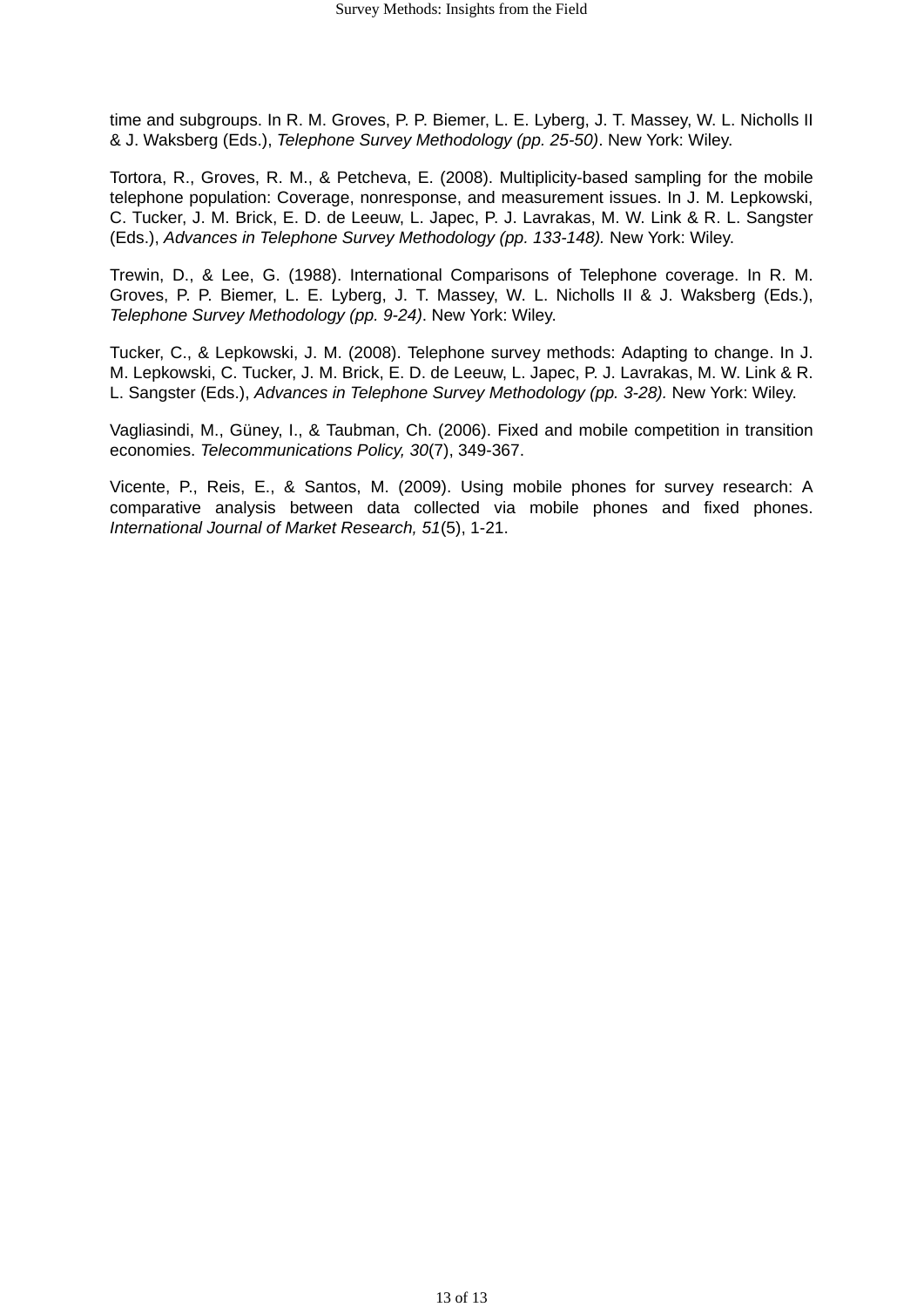time and subgroups. In R. M. Groves, P. P. Biemer, L. E. Lyberg, J. T. Massey, W. L. Nicholls II & J. Waksberg (Eds.), *Telephone Survey Methodology (pp. 25-50)*. New York: Wiley.

Tortora, R., Groves, R. M., & Petcheva, E. (2008). Multiplicity-based sampling for the mobile telephone population: Coverage, nonresponse, and measurement issues. In J. M. Lepkowski, C. Tucker, J. M. Brick, E. D. de Leeuw, L. Japec, P. J. Lavrakas, M. W. Link & R. L. Sangster (Eds.), *Advances in Telephone Survey Methodology (pp. 133-148).* New York: Wiley.

Trewin, D., & Lee, G. (1988). International Comparisons of Telephone coverage. In R. M. Groves, P. P. Biemer, L. E. Lyberg, J. T. Massey, W. L. Nicholls II & J. Waksberg (Eds.), *Telephone Survey Methodology (pp. 9-24)*. New York: Wiley.

Tucker, C., & Lepkowski, J. M. (2008). Telephone survey methods: Adapting to change. In J. M. Lepkowski, C. Tucker, J. M. Brick, E. D. de Leeuw, L. Japec, P. J. Lavrakas, M. W. Link & R. L. Sangster (Eds.), *Advances in Telephone Survey Methodology (pp. 3-28).* New York: Wiley.

Vagliasindi, M., Güney, I., & Taubman, Ch. (2006). Fixed and mobile competition in transition economies. *Telecommunications Policy, 30*(7), 349-367.

Vicente, P., Reis, E., & Santos, M. (2009). Using mobile phones for survey research: A comparative analysis between data collected via mobile phones and fixed phones. *International Journal of Market Research, 51*(5), 1-21.